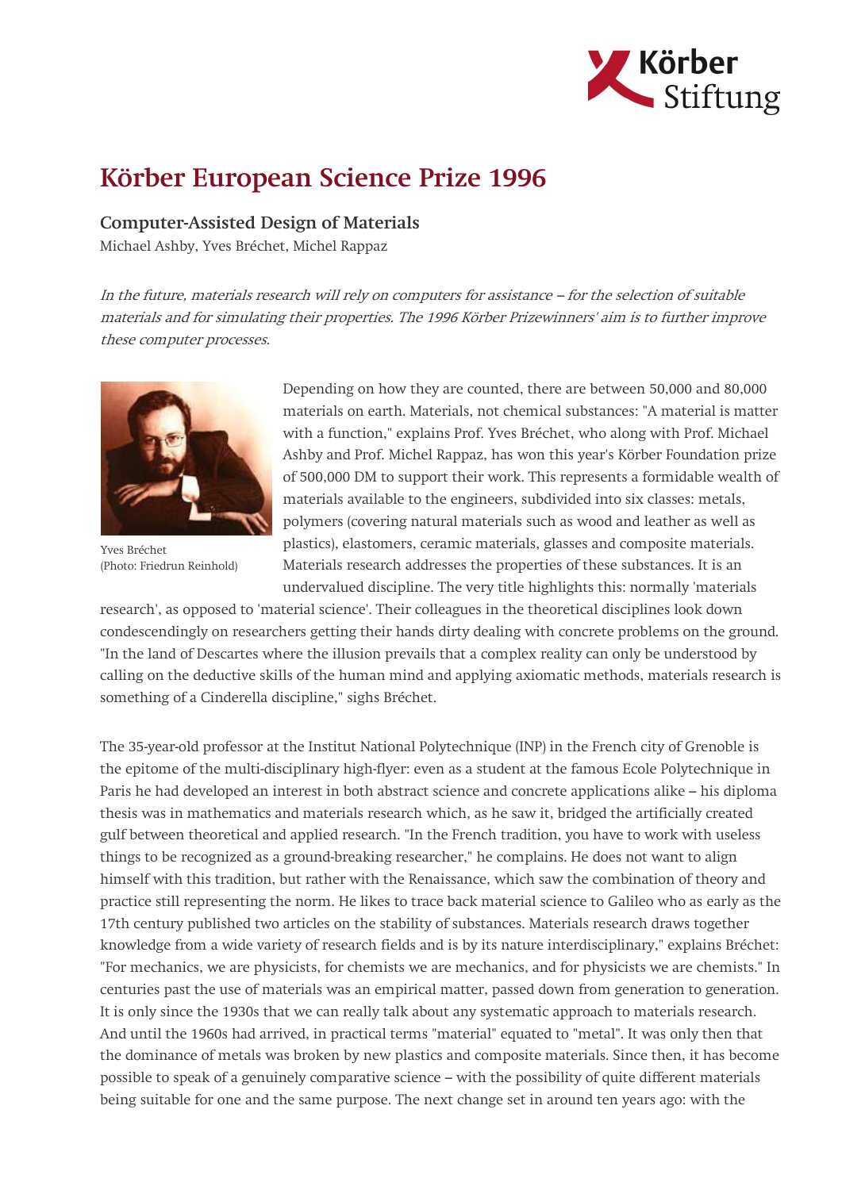# Körber European Science Prize 1996

## Computer-Assisted Design of Materials

Michael Ashby, Yves Bréchet, Michel Rappaz

*In the future, materials research will rely on computers for assistance – for the selection of suitable materials and for simulating their properties. The 1996 Körber Prizewinners' aim is to further improve these computer processes.*

Yves Bréchet
(Photo: Friedrun Reinhold)

Depending on how they are counted, there are between 50,000 and 80,000 materials on earth. Materials, not chemical substances: "A material is matter with a function," explains Prof. Yves Bréchet, who along with Prof. Michael Ashby and Prof. Michel Rappaz, has won this year's Körber Foundation prize of 500,000 DM to support their work. This represents a formidable wealth of materials available to the engineers, subdivided into six classes: metals, polymers (covering natural materials such as wood and leather as well as plastics), elastomers, ceramic materials, glasses and composite materials. Materials research addresses the properties of these substances. It is an undervalued discipline. The very title highlights this: normally 'materials research', as opposed to 'material science'. Their colleagues in the theoretical disciplines look down condescendingly on researchers getting their hands dirty dealing with concrete problems on the ground. "In the land of Descartes where the illusion prevails that a complex reality can only be understood by calling on the deductive skills of the human mind and applying axiomatic methods, materials research is something of a Cinderella discipline," sighs Bréchet.

The 35-year-old professor at the Institut National Polytechnique (INP) in the French city of Grenoble is the epitome of the multi-disciplinary high-flyer: even as a student at the famous Ecole Polytechnique in Paris he had developed an interest in both abstract science and concrete applications alike – his diploma thesis was in mathematics and materials research which, as he saw it, bridged the artificially created gulf between theoretical and applied research. "In the French tradition, you have to work with useless things to be recognized as a ground-breaking researcher," he complains. He does not want to align himself with this tradition, but rather with the Renaissance, which saw the combination of theory and practice still representing the norm. He likes to trace back material science to Galileo who as early as the 17th century published two articles on the stability of substances. Materials research draws together knowledge from a wide variety of research fields and is by its nature interdisciplinary," explains Bréchet: "For mechanics, we are physicists, for chemists we are mechanics, and for physicists we are chemists." In centuries past the use of materials was an empirical matter, passed down from generation to generation. It is only since the 1930s that we can really talk about any systematic approach to materials research. And until the 1960s had arrived, in practical terms "material" equated to "metal". It was only then that the dominance of metals was broken by new plastics and composite materials. Since then, it has become possible to speak of a genuinely comparative science – with the possibility of quite different materials being suitable for one and the same purpose. The next change set in around ten years ago: with the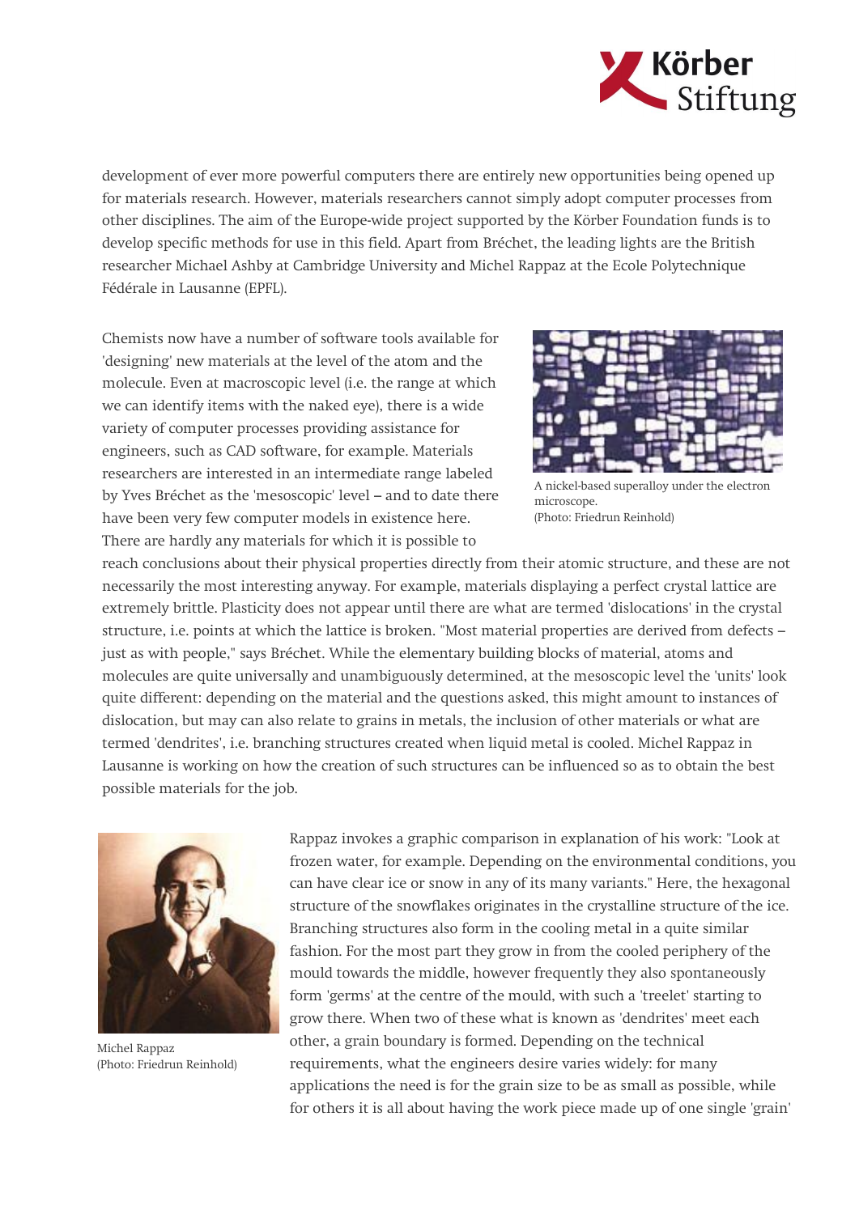development of ever more powerful computers there are entirely new opportunities being opened up for materials research. However, materials researchers cannot simply adopt computer processes from other disciplines. The aim of the Europe-wide project supported by the Körber Foundation funds is to develop specific methods for use in this field. Apart from Bréchet, the leading lights are the British researcher Michael Ashby at Cambridge University and Michel Rappaz at the Ecole Polytechnique Fédérale in Lausanne (EPFL).

Chemists now have a number of software tools available for 'designing' new materials at the level of the atom and the molecule. Even at macroscopic level (i.e. the range at which we can identify items with the naked eye), there is a wide variety of computer processes providing assistance for engineers, such as CAD software, for example. Materials researchers are interested in an intermediate range labeled by Yves Bréchet as the 'mesoscopic' level – and to date there have been very few computer models in existence here. There are hardly any materials for which it is possible to reach conclusions about their physical properties directly from their atomic structure, and these are not necessarily the most interesting anyway. For example, materials displaying a perfect crystal lattice are extremely brittle. Plasticity does not appear until there are what are termed 'dislocations' in the crystal structure, i.e. points at which the lattice is broken. "Most material properties are derived from defects – just as with people," says Bréchet. While the elementary building blocks of material, atoms and molecules are quite universally and unambiguously determined, at the mesoscopic level the 'units' look quite different: depending on the material and the questions asked, this might amount to instances of dislocation, but may can also relate to grains in metals, the inclusion of other materials or what are termed 'dendrites', i.e. branching structures created when liquid metal is cooled. Michel Rappaz in Lausanne is working on how the creation of such structures can be influenced so as to obtain the best possible materials for the job.

A nickel-based superalloy under the electron microscope.
(Photo: Friedrun Reinhold)

Rappaz invokes a graphic comparison in explanation of his work: "Look at frozen water, for example. Depending on the environmental conditions, you can have clear ice or snow in any of its many variants." Here, the hexagonal structure of the snowflakes originates in the crystalline structure of the ice. Branching structures also form in the cooling metal in a quite similar fashion. For the most part they grow in from the cooled periphery of the mould towards the middle, however frequently they also spontaneously form 'germs' at the centre of the mould, with such a 'treelet' starting to grow there. When two of these what is known as 'dendrites' meet each other, a grain boundary is formed. Depending on the technical requirements, what the engineers desire varies widely: for many applications the need is for the grain size to be as small as possible, while for others it is all about having the work piece made up of one single 'grain'

Michel Rappaz
(Photo: Friedrun Reinhold)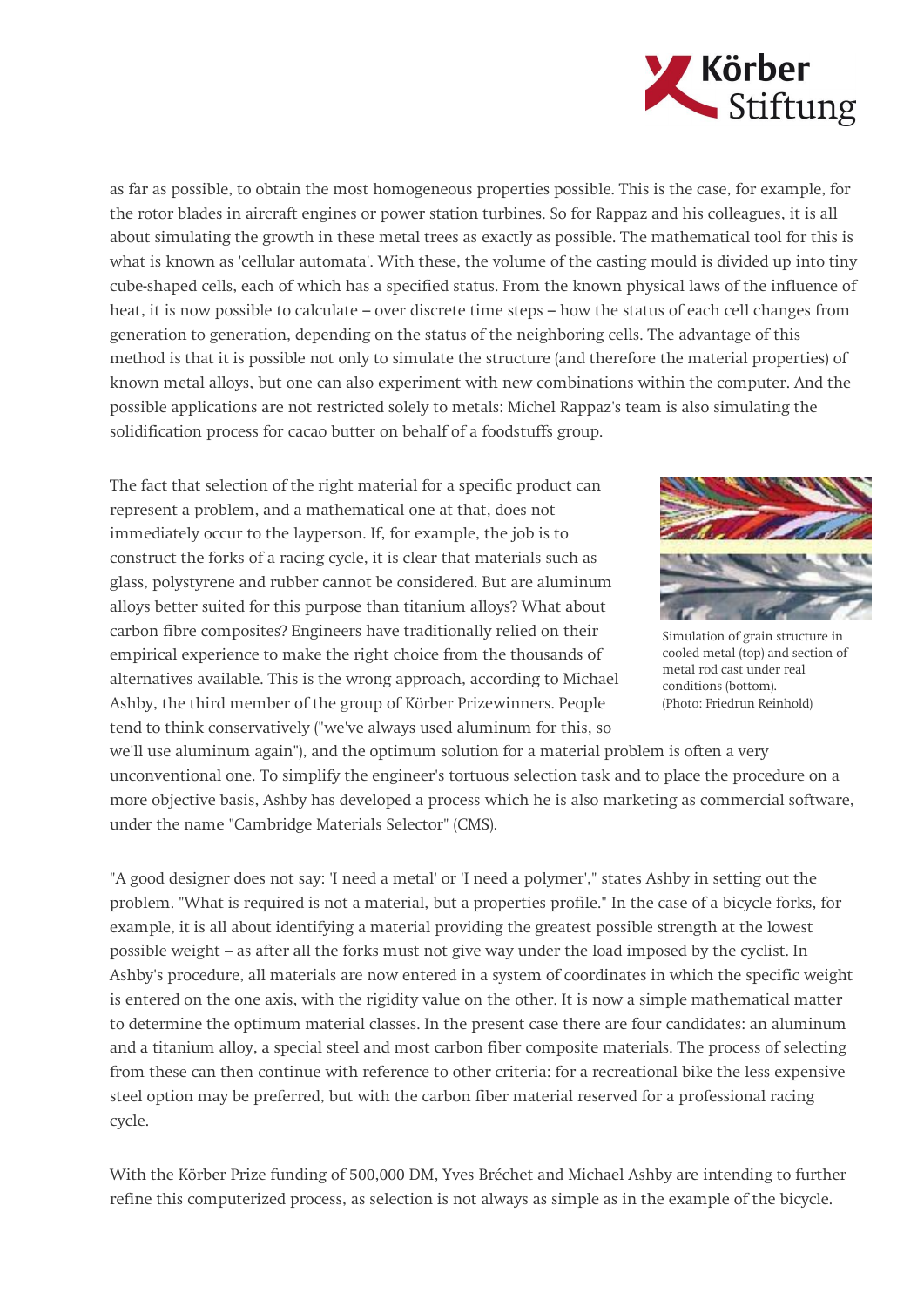as far as possible, to obtain the most homogeneous properties possible. This is the case, for example, for the rotor blades in aircraft engines or power station turbines. So for Rappaz and his colleagues, it is all about simulating the growth in these metal trees as exactly as possible. The mathematical tool for this is what is known as 'cellular automata'. With these, the volume of the casting mould is divided up into tiny cube-shaped cells, each of which has a specified status. From the known physical laws of the influence of heat, it is now possible to calculate – over discrete time steps – how the status of each cell changes from generation to generation, depending on the status of the neighboring cells. The advantage of this method is that it is possible not only to simulate the structure (and therefore the material properties) of known metal alloys, but one can also experiment with new combinations within the computer. And the possible applications are not restricted solely to metals: Michel Rappaz's team is also simulating the solidification process for cacao butter on behalf of a foodstuffs group.

The fact that selection of the right material for a specific product can represent a problem, and a mathematical one at that, does not immediately occur to the layperson. If, for example, the job is to construct the forks of a racing cycle, it is clear that materials such as glass, polystyrene and rubber cannot be considered. But are aluminum alloys better suited for this purpose than titanium alloys? What about carbon fibre composites? Engineers have traditionally relied on their empirical experience to make the right choice from the thousands of alternatives available. This is the wrong approach, according to Michael Ashby, the third member of the group of Körber Prizewinners. People tend to think conservatively ("we've always used aluminum for this, so we'll use aluminum again"), and the optimum solution for a material problem is often a very unconventional one. To simplify the engineer's tortuous selection task and to place the procedure on a more objective basis, Ashby has developed a process which he is also marketing as commercial software, under the name "Cambridge Materials Selector" (CMS).

Simulation of grain structure in cooled metal (top) and section of metal rod cast under real conditions (bottom). (Photo: Friedrun Reinhold)

"A good designer does not say: 'I need a metal' or 'I need a polymer'," states Ashby in setting out the problem. "What is required is not a material, but a properties profile." In the case of a bicycle forks, for example, it is all about identifying a material providing the greatest possible strength at the lowest possible weight – as after all the forks must not give way under the load imposed by the cyclist. In Ashby's procedure, all materials are now entered in a system of coordinates in which the specific weight is entered on the one axis, with the rigidity value on the other. It is now a simple mathematical matter to determine the optimum material classes. In the present case there are four candidates: an aluminum and a titanium alloy, a special steel and most carbon fiber composite materials. The process of selecting from these can then continue with reference to other criteria: for a recreational bike the less expensive steel option may be preferred, but with the carbon fiber material reserved for a professional racing cycle.

With the Körber Prize funding of 500,000 DM, Yves Bréchet and Michael Ashby are intending to further refine this computerized process, as selection is not always as simple as in the example of the bicycle.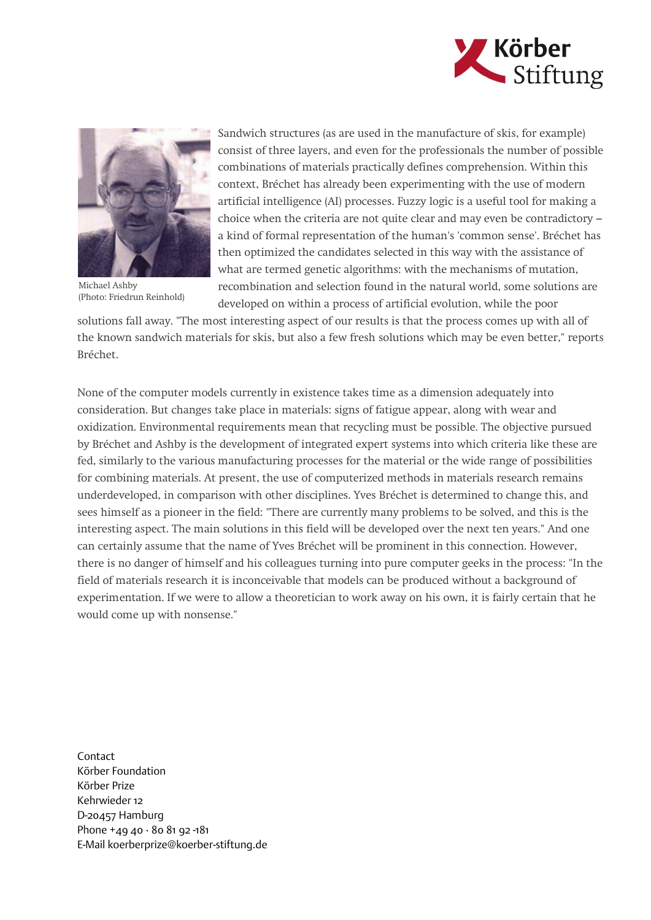Michael Ashby
(Photo: Friedrun Reinhold)

Sandwich structures (as are used in the manufacture of skis, for example) consist of three layers, and even for the professionals the number of possible combinations of materials practically defines comprehension. Within this context, Bréchet has already been experimenting with the use of modern artificial intelligence (AI) processes. Fuzzy logic is a useful tool for making a choice when the criteria are not quite clear and may even be contradictory – a kind of formal representation of the human's 'common sense'. Bréchet has then optimized the candidates selected in this way with the assistance of what are termed genetic algorithms: with the mechanisms of mutation, recombination and selection found in the natural world, some solutions are developed on within a process of artificial evolution, while the poor solutions fall away. "The most interesting aspect of our results is that the process comes up with all of the known sandwich materials for skis, but also a few fresh solutions which may be even better," reports Bréchet.

None of the computer models currently in existence takes time as a dimension adequately into consideration. But changes take place in materials: signs of fatigue appear, along with wear and oxidization. Environmental requirements mean that recycling must be possible. The objective pursued by Bréchet and Ashby is the development of integrated expert systems into which criteria like these are fed, similarly to the various manufacturing processes for the material or the wide range of possibilities for combining materials. At present, the use of computerized methods in materials research remains underdeveloped, in comparison with other disciplines. Yves Bréchet is determined to change this, and sees himself as a pioneer in the field: "There are currently many problems to be solved, and this is the interesting aspect. The main solutions in this field will be developed over the next ten years." And one can certainly assume that the name of Yves Bréchet will be prominent in this connection. However, there is no danger of himself and his colleagues turning into pure computer geeks in the process: "In the field of materials research it is inconceivable that models can be produced without a background of experimentation. If we were to allow a theoretician to work away on his own, it is fairly certain that he would come up with nonsense."

Contact
Körber Foundation
Körber Prize
Kehrwieder 12
D-20457 Hamburg
Phone +49 40 · 80 81 92 -181
E-Mail koerberprize@koerber-stiftung.de